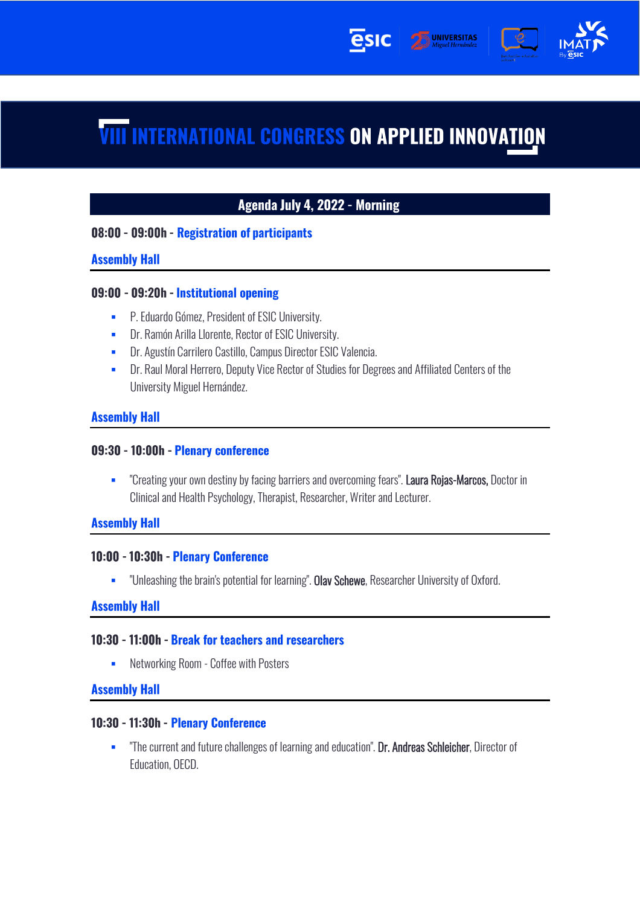# VIII INTERNATIONAL CONGRESS ON APPLIED INNOVATION

## Agenda July 4, 2022 - Morning

### 08:00 - 09:00h - Registration of participants

**Assembly Hall**

### 09:00 - 09:20h - Institutional opening

- P. Eduardo Gómez, President of ESIC University.
- Dr. Ramón Arilla Llorente, Rector of ESIC University.
- Dr. Agustín Carrilero Castillo, Campus Director ESIC Valencia.
- Dr. Raul Moral Herrero, Deputy Vice Rector of Studies for Degrees and Affiliated Centers of the University Miguel Hernández.

**Assembly Hall**

### 09:30 - 10:00h - Plenary conference

- "Creating your own destiny by facing barriers and overcoming fears". Laura Rojas-Marcos, Doctor in Clinical and Health Psychology, Therapist, Researcher, Writer and Lecturer.

**Assembly Hall**

### 10:00 - 10:30h - Plenary Conference

- "Unleashing the brain's potential for learning". Olav Schewe, Researcher University of Oxford.

**Assembly Hall**

### 10:30 - 11:00h - Break for teachers and researchers

- Networking Room - Coffee with Posters

**Assembly Hall**

### 10:30 - 11:30h - Plenary Conference

- "The current and future challenges of learning and education". Dr. Andreas Schleicher, Director of Education, OECD.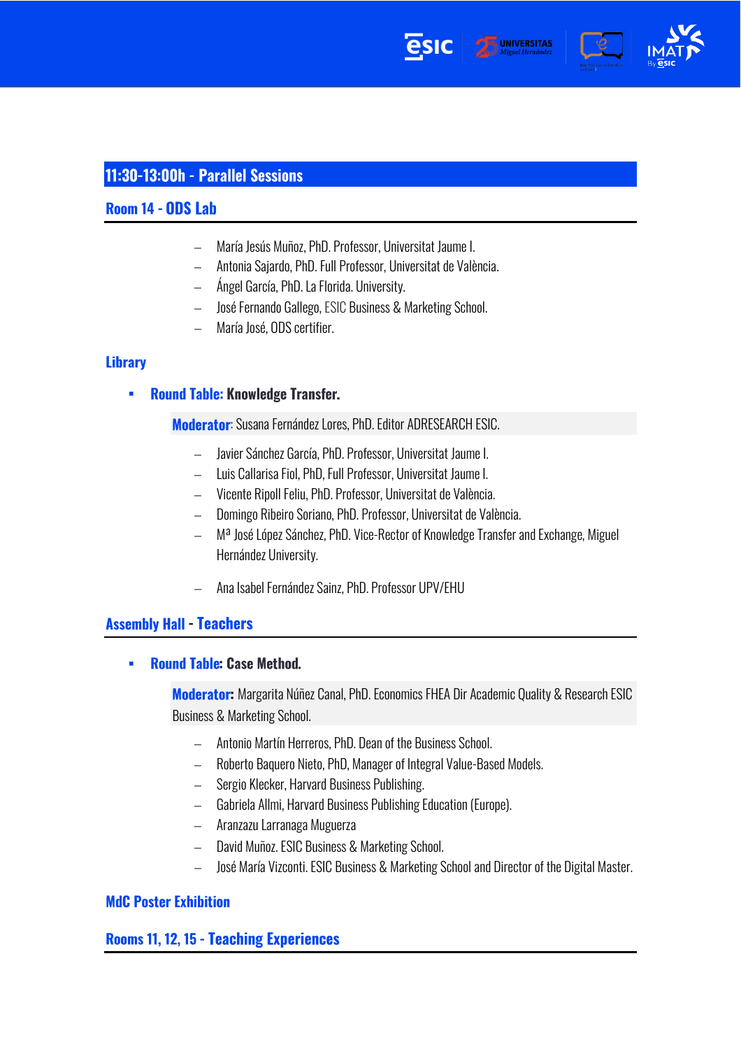## 11:30-13:00h - Parallel Sessions

### Room 14 - ODS Lab

- María Jesús Muñoz, PhD. Professor, Universitat Jaume I.
- Antonia Sajardo, PhD. Full Professor, Universitat de València.
- Ángel García, PhD. La Florida. University.
- José Fernando Gallego, ESIC Business & Marketing School.
- María José, ODS certifier.

### Library

- **Round Table: Knowledge Transfer.**

  **Moderator**: Susana Fernández Lores, PhD. Editor ADRESEARCH ESIC.

  - Javier Sánchez García, PhD. Professor, Universitat Jaume I.
  - Luis Callarisa Fiol, PhD, Full Professor, Universitat Jaume I.
  - Vicente Ripoll Feliu, PhD. Professor, Universitat de València.
  - Domingo Ribeiro Soriano, PhD. Professor, Universitat de València.
  - Mª José López Sánchez, PhD. Vice-Rector of Knowledge Transfer and Exchange, Miguel Hernández University.
  - Ana Isabel Fernández Sainz, PhD. Professor UPV/EHU

### Assembly Hall - Teachers

- **Round Table: Case Method.**

  **Moderator:** Margarita Núñez Canal, PhD. Economics FHEA Dir Academic Quality & Research ESIC Business & Marketing School.

  - Antonio Martín Herreros, PhD. Dean of the Business School.
  - Roberto Baquero Nieto, PhD, Manager of Integral Value-Based Models.
  - Sergio Klecker, Harvard Business Publishing.
  - Gabriela Allmi, Harvard Business Publishing Education (Europe).
  - Aranzazu Larranaga Muguerza
  - David Muñoz. ESIC Business & Marketing School.
  - José María Vizconti. ESIC Business & Marketing School and Director of the Digital Master.

### MdC Poster Exhibition

### Rooms 11, 12, 15 - Teaching Experiences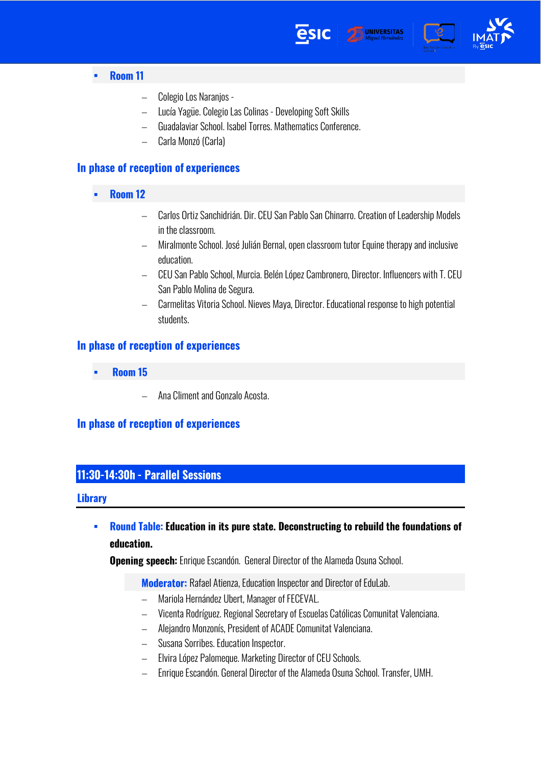- **Room 11**

  - Colegio Los Naranjos -
  - Lucía Yagüe. Colegio Las Colinas - Developing Soft Skills
  - Guadalaviar School. Isabel Torres. Mathematics Conference.
  - Carla Monzó (Carla)

### In phase of reception of experiences

- **Room 12**

  - Carlos Ortiz Sanchidrián. Dir. CEU San Pablo San Chinarro. Creation of Leadership Models in the classroom.
  - Miralmonte School. José Julián Bernal, open classroom tutor Equine therapy and inclusive education.
  - CEU San Pablo School, Murcia. Belén López Cambronero, Director. Influencers with T. CEU San Pablo Molina de Segura.
  - Carmelitas Vitoria School. Nieves Maya, Director. Educational response to high potential students.

### In phase of reception of experiences

- **Room 15**

  - Ana Climent and Gonzalo Acosta.

### In phase of reception of experiences

## 11:30-14:30h - Parallel Sessions

### Library

- **Round Table: Education in its pure state. Deconstructing to rebuild the foundations of education.**

  **Opening speech:** Enrique Escandón. General Director of the Alameda Osuna School.

  **Moderator:** Rafael Atienza, Education Inspector and Director of EduLab.

  - Mariola Hernández Ubert, Manager of FECEVAL.
  - Vicenta Rodríguez. Regional Secretary of Escuelas Católicas Comunitat Valenciana.
  - Alejandro Monzonís, President of ACADE Comunitat Valenciana.
  - Susana Sorribes. Education Inspector.
  - Elvira López Palomeque. Marketing Director of CEU Schools.
  - Enrique Escandón. General Director of the Alameda Osuna School. Transfer, UMH.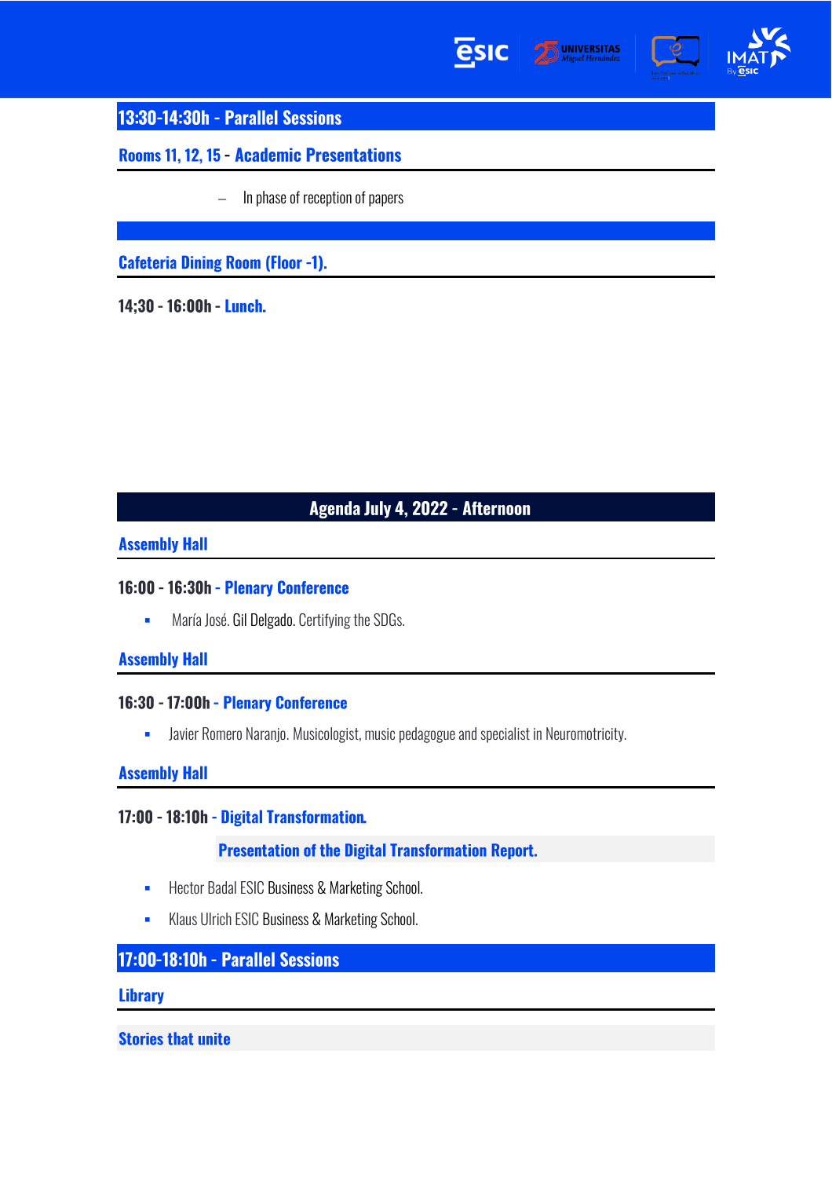## 13:30-14:30h - Parallel Sessions

### Rooms 11, 12, 15 - Academic Presentations

- In phase of reception of papers

### Cafeteria Dining Room (Floor -1).

**14;30 - 16:00h - Lunch.**

## Agenda July 4, 2022 - Afternoon

### Assembly Hall

**16:00 - 16:30h - Plenary Conference**

- María José. Gil Delgado. Certifying the SDGs.

### Assembly Hall

**16:30 - 17:00h - Plenary Conference**

- Javier Romero Naranjo. Musicologist, music pedagogue and specialist in Neuromotricity.

### Assembly Hall

**17:00 - 18:10h - Digital Transformation.**

**Presentation of the Digital Transformation Report.**

- Hector Badal ESIC Business & Marketing School.
- Klaus Ulrich ESIC Business & Marketing School.

## 17:00-18:10h - Parallel Sessions

### Library

**Stories that unite**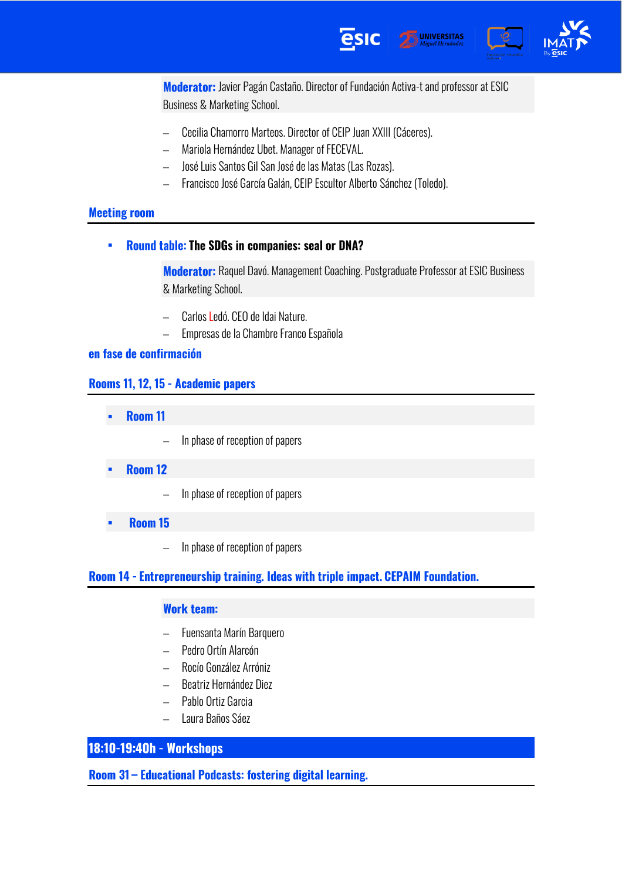**Moderator:** Javier Pagán Castaño. Director of Fundación Activa-t and professor at ESIC Business & Marketing School.

- Cecilia Chamorro Marteos. Director of CEIP Juan XXIII (Cáceres).
- Mariola Hernández Ubet. Manager of FECEVAL.
- José Luis Santos Gil San José de las Matas (Las Rozas).
- Francisco José García Galán, CEIP Escultor Alberto Sánchez (Toledo).

## Meeting room

- **Round table: The SDGs in companies: seal or DNA?**

**Moderator:** Raquel Davó. Management Coaching. Postgraduate Professor at ESIC Business & Marketing School.

- Carlos Ledó. CEO de Idai Nature.
- Empresas de la Chambre Franco Española

**en fase de confirmación**

## Rooms 11, 12, 15 - Academic papers

- **Room 11**
  - In phase of reception of papers
- **Room 12**
  - In phase of reception of papers
- **Room 15**
  - In phase of reception of papers

## Room 14 - Entrepreneurship training. Ideas with triple impact. CEPAIM Foundation.

**Work team:**

- Fuensanta Marín Barquero
- Pedro Ortín Alarcón
- Rocío González Arróniz
- Beatriz Hernández Diez
- Pablo Ortiz Garcia
- Laura Baños Sáez

## 18:10-19:40h - Workshops

## Room 31 – Educational Podcasts: fostering digital learning.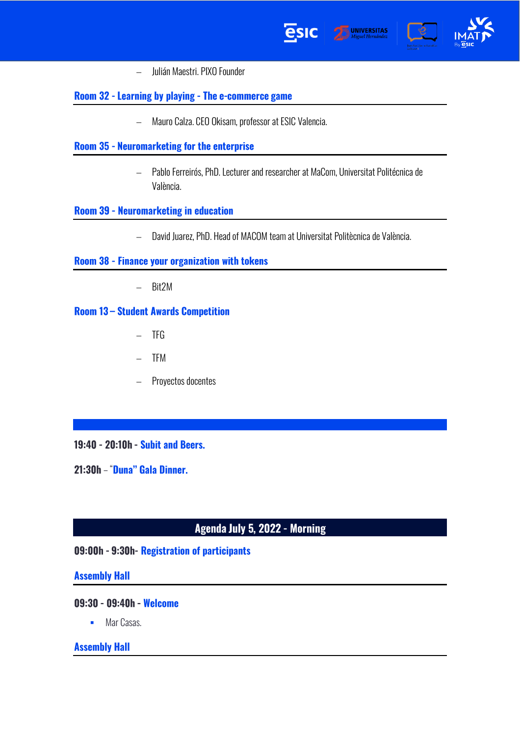- Julián Maestri. PIXO Founder

### Room 32 - Learning by playing - The e-commerce game

- Mauro Calza. CEO Okisam, professor at ESIC Valencia.

### Room 35 - Neuromarketing for the enterprise

- Pablo Ferreirós, PhD. Lecturer and researcher at MaCom, Universitat Politécnica de València.

### Room 39 - Neuromarketing in education

- David Juarez, PhD. Head of MACOM team at Universitat Politècnica de València.

### Room 38 - Finance your organization with tokens

- Bit2M

### Room 13 – Student Awards Competition

- TFG
- TFM
- Proyectos docentes

**19:40 - 20:10h - Subit and Beers.**

**21:30h – "Duna" Gala Dinner.**

## Agenda July 5, 2022 - Morning

**09:00h - 9:30h- Registration of participants**

### Assembly Hall

**09:30 - 09:40h - Welcome**

- Mar Casas.

### Assembly Hall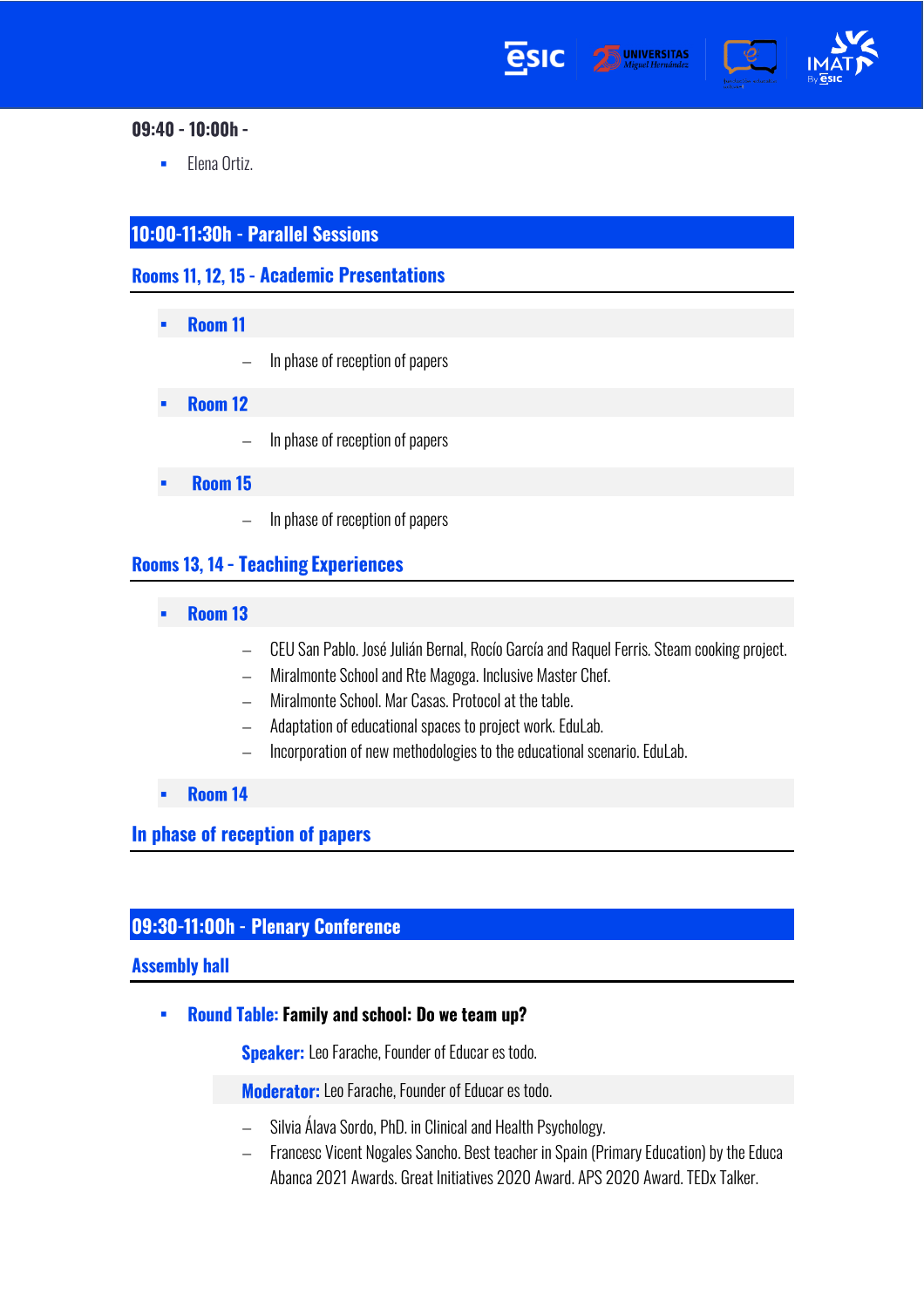**09:40 - 10:00h -**

- Elena Ortiz.

## 10:00-11:30h - Parallel Sessions

### Rooms 11, 12, 15 - Academic Presentations

- **Room 11**
  - In phase of reception of papers
- **Room 12**
  - In phase of reception of papers
- **Room 15**
  - In phase of reception of papers

### Rooms 13, 14 - Teaching Experiences

- **Room 13**
  - CEU San Pablo. José Julián Bernal, Rocío García and Raquel Ferris. Steam cooking project.
  - Miralmonte School and Rte Magoga. Inclusive Master Chef.
  - Miralmonte School. Mar Casas. Protocol at the table.
  - Adaptation of educational spaces to project work. EduLab.
  - Incorporation of new methodologies to the educational scenario. EduLab.
- **Room 14**

### In phase of reception of papers

## 09:30-11:00h - Plenary Conference

### Assembly hall

- **Round Table: Family and school: Do we team up?**

  **Speaker:** Leo Farache, Founder of Educar es todo.

  **Moderator:** Leo Farache, Founder of Educar es todo.

  - Silvia Álava Sordo, PhD. in Clinical and Health Psychology.
  - Francesc Vicent Nogales Sancho. Best teacher in Spain (Primary Education) by the Educa Abanca 2021 Awards. Great Initiatives 2020 Award. APS 2020 Award. TEDx Talker.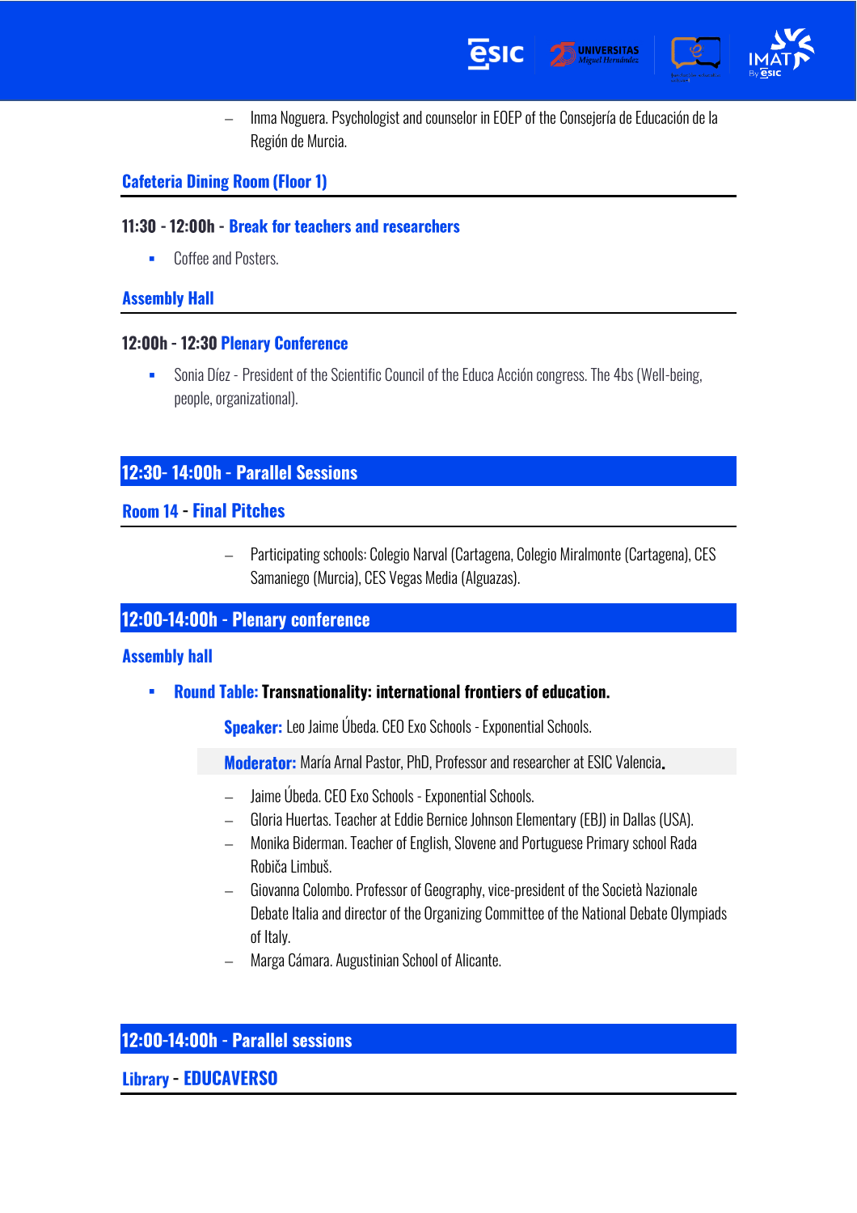- Inma Noguera. Psychologist and counselor in EOEP of the Consejería de Educación de la Región de Murcia.

### Cafeteria Dining Room (Floor 1)

**11:30 - 12:00h - Break for teachers and researchers**

- Coffee and Posters.

### Assembly Hall

**12:00h - 12:30 Plenary Conference**

- Sonia Díez - President of the Scientific Council of the Educa Acción congress. The 4bs (Well-being, people, organizational).

## 12:30- 14:00h - Parallel Sessions

### Room 14 - Final Pitches

- Participating schools: Colegio Narval (Cartagena, Colegio Miralmonte (Cartagena), CES Samaniego (Murcia), CES Vegas Media (Alguazas).

## 12:00-14:00h - Plenary conference

### Assembly hall

- **Round Table: Transnationality: international frontiers of education.**

  **Speaker:** Leo Jaime Úbeda. CEO Exo Schools - Exponential Schools.

  **Moderator:** María Arnal Pastor, PhD, Professor and researcher at ESIC Valencia.

  - Jaime Úbeda. CEO Exo Schools - Exponential Schools.
  - Gloria Huertas. Teacher at Eddie Bernice Johnson Elementary (EBJ) in Dallas (USA).
  - Monika Biderman. Teacher of English, Slovene and Portuguese Primary school Rada Robiča Limbuš.
  - Giovanna Colombo. Professor of Geography, vice-president of the Società Nazionale Debate Italia and director of the Organizing Committee of the National Debate Olympiads of Italy.
  - Marga Cámara. Augustinian School of Alicante.

## 12:00-14:00h - Parallel sessions

### Library - EDUCAVERSO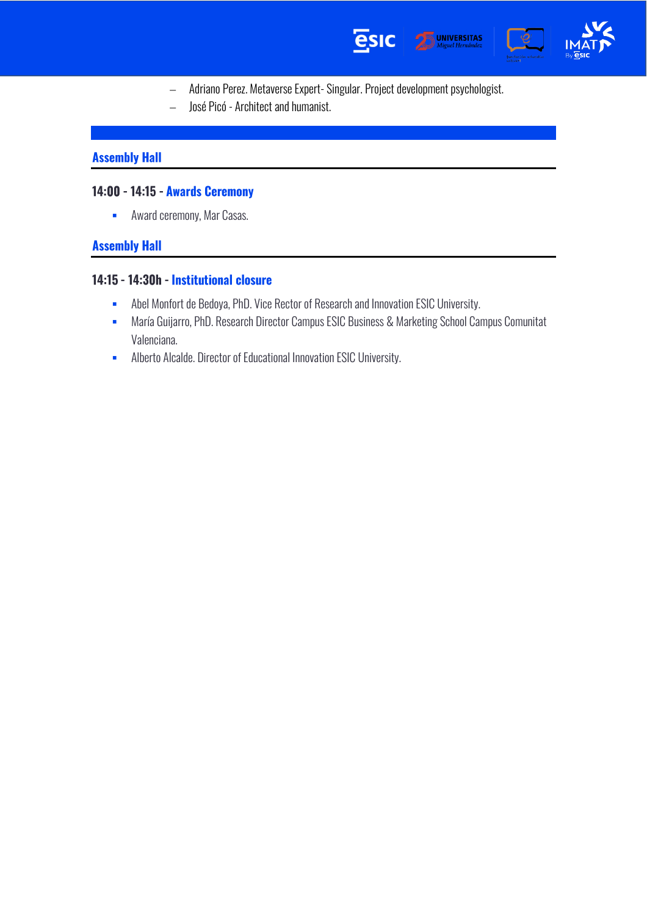- Adriano Perez. Metaverse Expert- Singular. Project development psychologist.
- José Picó - Architect and humanist.

## Assembly Hall

### 14:00 - 14:15 - Awards Ceremony

- Award ceremony, Mar Casas.

## Assembly Hall

### 14:15 - 14:30h - Institutional closure

- Abel Monfort de Bedoya, PhD. Vice Rector of Research and Innovation ESIC University.
- María Guijarro, PhD. Research Director Campus ESIC Business & Marketing School Campus Comunitat Valenciana.
- Alberto Alcalde. Director of Educational Innovation ESIC University.